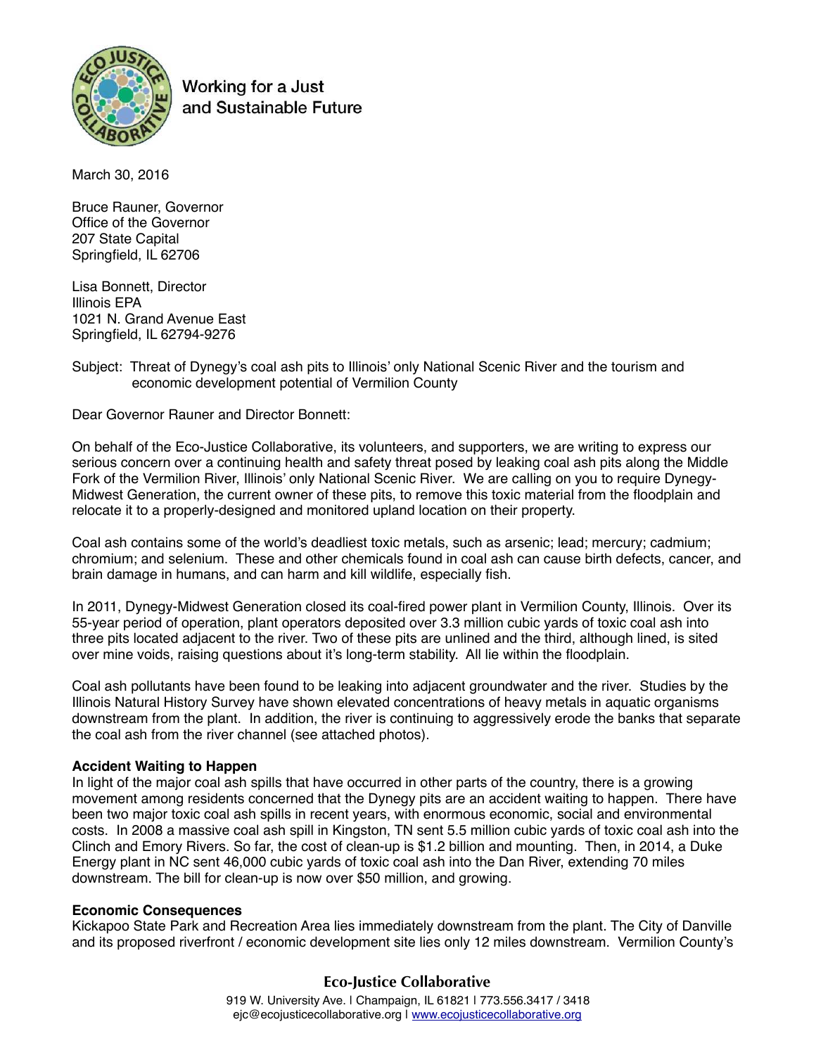Working for a Just and Sustainable Future

March 30, 2016

Bruce Rauner, Governor
Office of the Governor
207 State Capital
Springfield, IL 62706

Lisa Bonnett, Director
Illinois EPA
1021 N. Grand Avenue East
Springfield, IL 62794-9276

Subject: Threat of Dynegy's coal ash pits to Illinois' only National Scenic River and the tourism and economic development potential of Vermilion County

Dear Governor Rauner and Director Bonnett:

On behalf of the Eco-Justice Collaborative, its volunteers, and supporters, we are writing to express our serious concern over a continuing health and safety threat posed by leaking coal ash pits along the Middle Fork of the Vermilion River, Illinois' only National Scenic River. We are calling on you to require Dynegy-Midwest Generation, the current owner of these pits, to remove this toxic material from the floodplain and relocate it to a properly-designed and monitored upland location on their property.

Coal ash contains some of the world's deadliest toxic metals, such as arsenic; lead; mercury; cadmium; chromium; and selenium. These and other chemicals found in coal ash can cause birth defects, cancer, and brain damage in humans, and can harm and kill wildlife, especially fish.

In 2011, Dynegy-Midwest Generation closed its coal-fired power plant in Vermilion County, Illinois. Over its 55-year period of operation, plant operators deposited over 3.3 million cubic yards of toxic coal ash into three pits located adjacent to the river. Two of these pits are unlined and the third, although lined, is sited over mine voids, raising questions about it's long-term stability. All lie within the floodplain.

Coal ash pollutants have been found to be leaking into adjacent groundwater and the river. Studies by the Illinois Natural History Survey have shown elevated concentrations of heavy metals in aquatic organisms downstream from the plant. In addition, the river is continuing to aggressively erode the banks that separate the coal ash from the river channel (see attached photos).

**Accident Waiting to Happen**

In light of the major coal ash spills that have occurred in other parts of the country, there is a growing movement among residents concerned that the Dynegy pits are an accident waiting to happen. There have been two major toxic coal ash spills in recent years, with enormous economic, social and environmental costs. In 2008 a massive coal ash spill in Kingston, TN sent 5.5 million cubic yards of toxic coal ash into the Clinch and Emory Rivers. So far, the cost of clean-up is $1.2 billion and mounting. Then, in 2014, a Duke Energy plant in NC sent 46,000 cubic yards of toxic coal ash into the Dan River, extending 70 miles downstream. The bill for clean-up is now over $50 million, and growing.

**Economic Consequences**

Kickapoo State Park and Recreation Area lies immediately downstream from the plant. The City of Danville and its proposed riverfront / economic development site lies only 12 miles downstream. Vermilion County's

Eco-Justice Collaborative
919 W. University Ave. | Champaign, IL 61821 | 773.556.3417 / 3418
ejc@ecojusticecollaborative.org | www.ecojusticecollaborative.org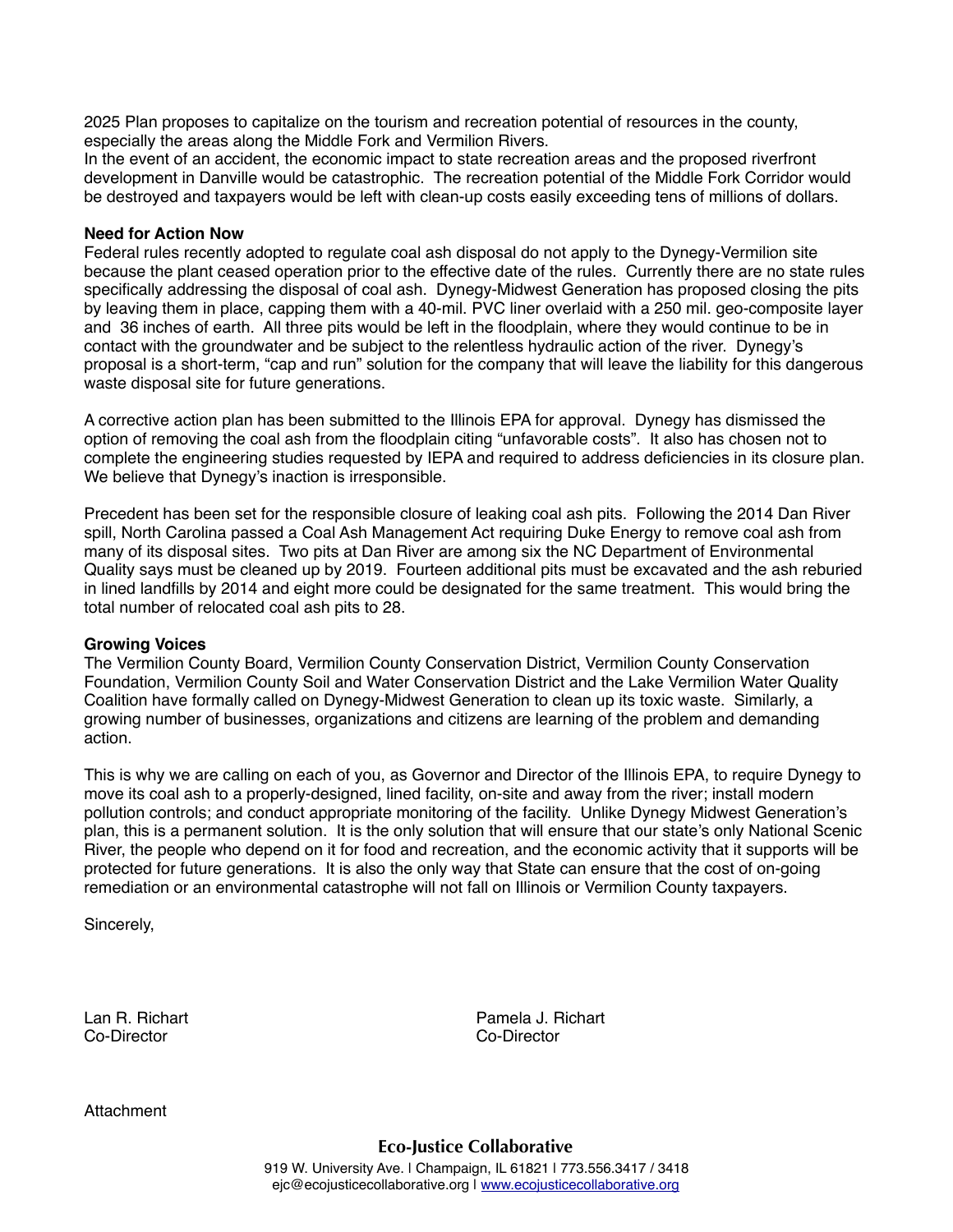2025 Plan proposes to capitalize on the tourism and recreation potential of resources in the county, especially the areas along the Middle Fork and Vermilion Rivers.
In the event of an accident, the economic impact to state recreation areas and the proposed riverfront development in Danville would be catastrophic. The recreation potential of the Middle Fork Corridor would be destroyed and taxpayers would be left with clean-up costs easily exceeding tens of millions of dollars.

**Need for Action Now**
Federal rules recently adopted to regulate coal ash disposal do not apply to the Dynegy-Vermilion site because the plant ceased operation prior to the effective date of the rules. Currently there are no state rules specifically addressing the disposal of coal ash. Dynegy-Midwest Generation has proposed closing the pits by leaving them in place, capping them with a 40-mil. PVC liner overlaid with a 250 mil. geo-composite layer and 36 inches of earth. All three pits would be left in the floodplain, where they would continue to be in contact with the groundwater and be subject to the relentless hydraulic action of the river. Dynegy's proposal is a short-term, "cap and run" solution for the company that will leave the liability for this dangerous waste disposal site for future generations.

A corrective action plan has been submitted to the Illinois EPA for approval. Dynegy has dismissed the option of removing the coal ash from the floodplain citing "unfavorable costs". It also has chosen not to complete the engineering studies requested by IEPA and required to address deficiencies in its closure plan. We believe that Dynegy's inaction is irresponsible.

Precedent has been set for the responsible closure of leaking coal ash pits. Following the 2014 Dan River spill, North Carolina passed a Coal Ash Management Act requiring Duke Energy to remove coal ash from many of its disposal sites. Two pits at Dan River are among six the NC Department of Environmental Quality says must be cleaned up by 2019. Fourteen additional pits must be excavated and the ash reburied in lined landfills by 2014 and eight more could be designated for the same treatment. This would bring the total number of relocated coal ash pits to 28.

**Growing Voices**
The Vermilion County Board, Vermilion County Conservation District, Vermilion County Conservation Foundation, Vermilion County Soil and Water Conservation District and the Lake Vermilion Water Quality Coalition have formally called on Dynegy-Midwest Generation to clean up its toxic waste. Similarly, a growing number of businesses, organizations and citizens are learning of the problem and demanding action.

This is why we are calling on each of you, as Governor and Director of the Illinois EPA, to require Dynegy to move its coal ash to a properly-designed, lined facility, on-site and away from the river; install modern pollution controls; and conduct appropriate monitoring of the facility. Unlike Dynegy Midwest Generation's plan, this is a permanent solution. It is the only solution that will ensure that our state's only National Scenic River, the people who depend on it for food and recreation, and the economic activity that it supports will be protected for future generations. It is also the only way that State can ensure that the cost of on-going remediation or an environmental catastrophe will not fall on Illinois or Vermilion County taxpayers.

Sincerely,

Lan R. Richart
Co-Director

Pamela J. Richart
Co-Director

Attachment

**Eco-Justice Collaborative**
919 W. University Ave. | Champaign, IL 61821 | 773.556.3417 / 3418
ejc@ecojusticecollaborative.org | www.ecojusticecollaborative.org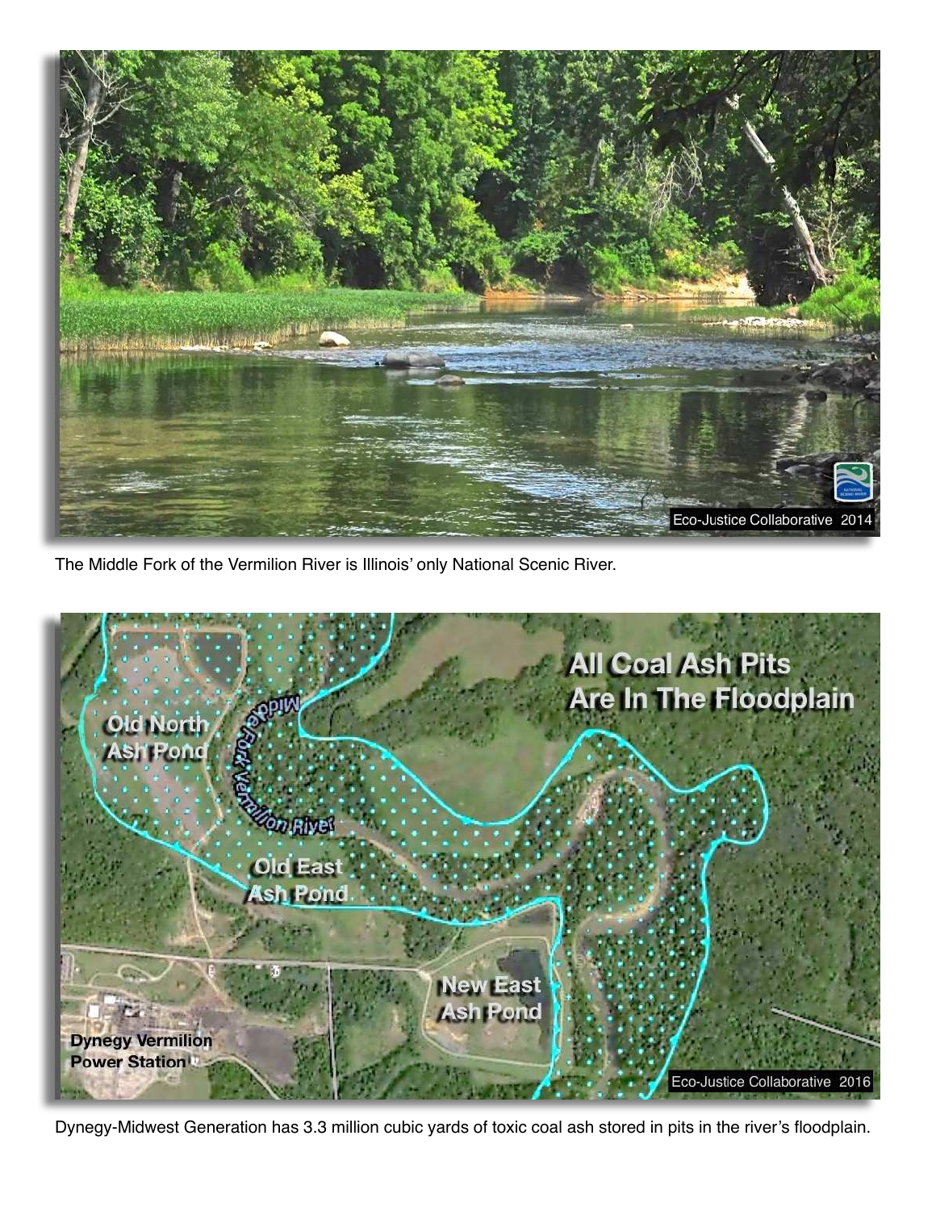The Middle Fork of the Vermilion River is Illinois' only National Scenic River.

Dynegy-Midwest Generation has 3.3 million cubic yards of toxic coal ash stored in pits in the river's floodplain.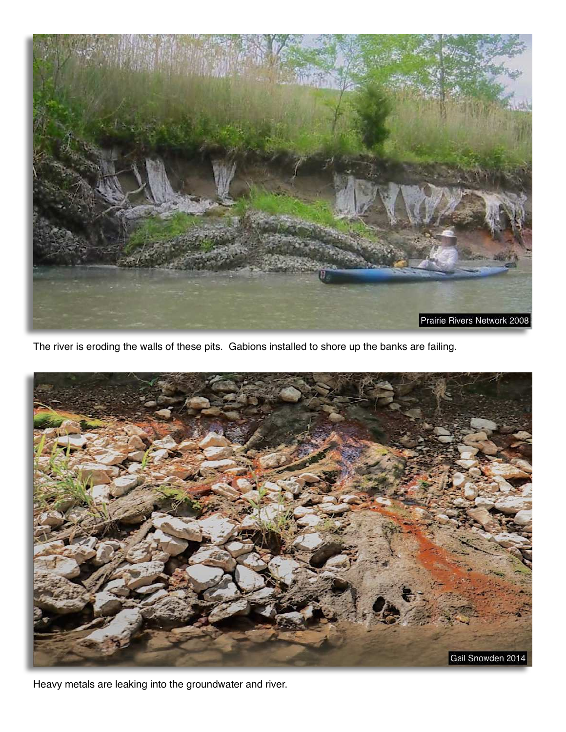Prairie Rivers Network 2008

The river is eroding the walls of these pits. Gabions installed to shore up the banks are failing.

Gail Snowden 2014

Heavy metals are leaking into the groundwater and river.